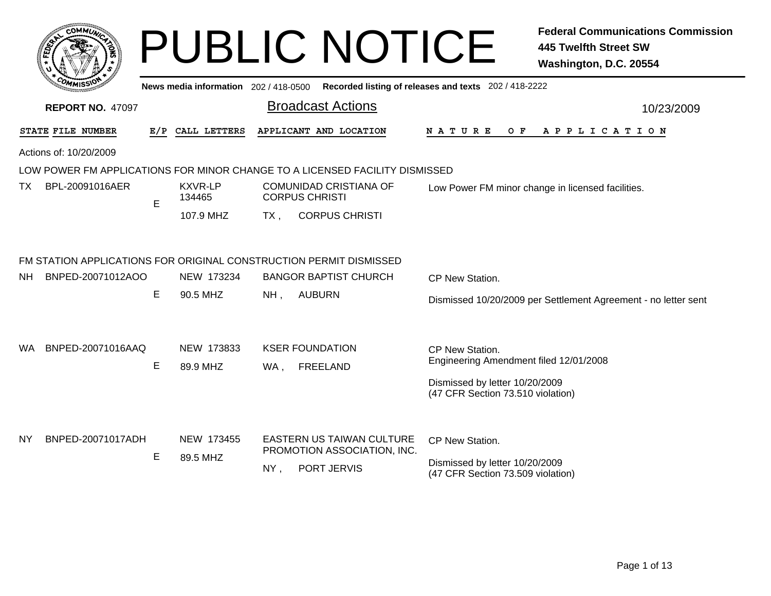# PUBLIC NOTICE

**Federal Communications Commission**
**445 Twelfth Street SW**
**Washington, D.C. 20554**

News media information 202 / 418-0500 Recorded listing of releases and texts 202 / 418-2222

**REPORT NO.** 47097

## Broadcast Actions

10/23/2009

| STATE | FILE NUMBER | E/P | CALL LETTERS | APPLICANT AND LOCATION | NATURE OF APPLICATION |
|---|---|---|---|---|---|

Actions of: 10/20/2009

### LOW POWER FM APPLICATIONS FOR MINOR CHANGE TO A LICENSED FACILITY DISMISSED

| STATE | FILE NUMBER | E/P | CALL LETTERS | APPLICANT AND LOCATION | NATURE OF APPLICATION |
|---|---|---|---|---|---|
| TX | BPL-20091016AER | E | KXVR-LP 134465 107.9 MHZ | COMUNIDAD CRISTIANA OF CORPUS CHRISTI TX , CORPUS CHRISTI | Low Power FM minor change in licensed facilities. |

### FM STATION APPLICATIONS FOR ORIGINAL CONSTRUCTION PERMIT DISMISSED

| STATE | FILE NUMBER | E/P | CALL LETTERS | APPLICANT AND LOCATION | NATURE OF APPLICATION |
|---|---|---|---|---|---|
| NH | BNPED-20071012AOO | E | NEW 173234 90.5 MHZ | BANGOR BAPTIST CHURCH NH , AUBURN | CP New Station. Dismissed 10/20/2009 per Settlement Agreement - no letter sent |
| WA | BNPED-20071016AAQ | E | NEW 173833 89.9 MHZ | KSER FOUNDATION WA , FREELAND | CP New Station. Engineering Amendment filed 12/01/2008 Dismissed by letter 10/20/2009 (47 CFR Section 73.510 violation) |
| NY | BNPED-20071017ADH | E | NEW 173455 89.5 MHZ | EASTERN US TAIWAN CULTURE PROMOTION ASSOCIATION, INC. NY , PORT JERVIS | CP New Station. Dismissed by letter 10/20/2009 (47 CFR Section 73.509 violation) |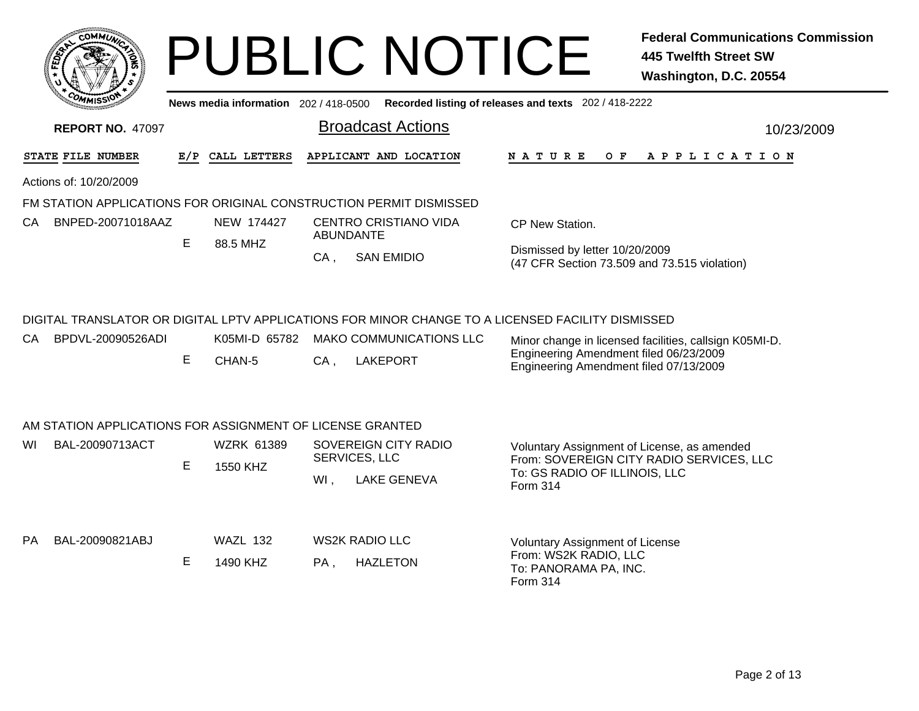# PUBLIC NOTICE

**Federal Communications Commission**
**445 Twelfth Street SW**
**Washington, D.C. 20554**

News media information 202 / 418-0500 Recorded listing of releases and texts 202 / 418-2222

**REPORT NO.** 47097

## Broadcast Actions

10/23/2009

Actions of: 10/20/2009

### FM STATION APPLICATIONS FOR ORIGINAL CONSTRUCTION PERMIT DISMISSED

| STATE | FILE NUMBER | E/P | CALL LETTERS | APPLICANT AND LOCATION | NATURE OF APPLICATION |
|---|---|---|---|---|---|
| CA | BNPED-20071018AAZ | E | NEW 174427<br>88.5 MHZ | CENTRO CRISTIANO VIDA ABUNDANTE<br>CA , SAN EMIDIO | CP New Station.<br>Dismissed by letter 10/20/2009<br>(47 CFR Section 73.509 and 73.515 violation) |

### DIGITAL TRANSLATOR OR DIGITAL LPTV APPLICATIONS FOR MINOR CHANGE TO A LICENSED FACILITY DISMISSED

| STATE | FILE NUMBER | E/P | CALL LETTERS | APPLICANT AND LOCATION | NATURE OF APPLICATION |
|---|---|---|---|---|---|
| CA | BPDVL-20090526ADI | E | K05MI-D 65782<br>CHAN-5 | MAKO COMMUNICATIONS LLC<br>CA , LAKEPORT | Minor change in licensed facilities, callsign K05MI-D.<br>Engineering Amendment filed 06/23/2009<br>Engineering Amendment filed 07/13/2009 |

### AM STATION APPLICATIONS FOR ASSIGNMENT OF LICENSE GRANTED

| STATE | FILE NUMBER | E/P | CALL LETTERS | APPLICANT AND LOCATION | NATURE OF APPLICATION |
|---|---|---|---|---|---|
| WI | BAL-20090713ACT | E | WZRK 61389<br>1550 KHZ | SOVEREIGN CITY RADIO SERVICES, LLC<br>WI , LAKE GENEVA | Voluntary Assignment of License, as amended<br>From: SOVEREIGN CITY RADIO SERVICES, LLC<br>To: GS RADIO OF ILLINOIS, LLC<br>Form 314 |
| PA | BAL-20090821ABJ | E | WAZL 132<br>1490 KHZ | WS2K RADIO LLC<br>PA , HAZLETON | Voluntary Assignment of License<br>From: WS2K RADIO, LLC<br>To: PANORAMA PA, INC.<br>Form 314 |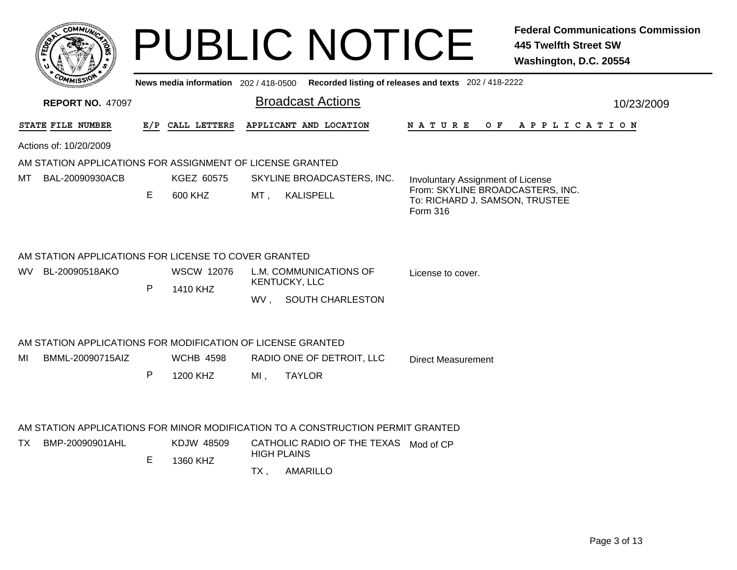# PUBLIC NOTICE

**Federal Communications Commission**
**445 Twelfth Street SW**
**Washington, D.C. 20554**

**News media information** 202 / 418-0500 **Recorded listing of releases and texts** 202 / 418-2222

**REPORT NO.** 47097

## Broadcast Actions

10/23/2009

Actions of: 10/20/2009

### AM STATION APPLICATIONS FOR ASSIGNMENT OF LICENSE GRANTED

| STATE | FILE NUMBER | E/P | CALL LETTERS | APPLICANT AND LOCATION | NATURE OF APPLICATION |
|---|---|---|---|---|---|
| MT | BAL-20090930ACB | E | KGEZ 60575<br>600 KHZ | SKYLINE BROADCASTERS, INC.<br>MT , KALISPELL | Involuntary Assignment of License<br>From: SKYLINE BROADCASTERS, INC.<br>To: RICHARD J. SAMSON, TRUSTEE<br>Form 316 |

### AM STATION APPLICATIONS FOR LICENSE TO COVER GRANTED

| STATE | FILE NUMBER | E/P | CALL LETTERS | APPLICANT AND LOCATION | NATURE OF APPLICATION |
|---|---|---|---|---|---|
| WV | BL-20090518AKO | P | WSCW 12076<br>1410 KHZ | L.M. COMMUNICATIONS OF KENTUCKY, LLC<br>WV , SOUTH CHARLESTON | License to cover. |

### AM STATION APPLICATIONS FOR MODIFICATION OF LICENSE GRANTED

| STATE | FILE NUMBER | E/P | CALL LETTERS | APPLICANT AND LOCATION | NATURE OF APPLICATION |
|---|---|---|---|---|---|
| MI | BMML-20090715AIZ | P | WCHB 4598<br>1200 KHZ | RADIO ONE OF DETROIT, LLC<br>MI , TAYLOR | Direct Measurement |

### AM STATION APPLICATIONS FOR MINOR MODIFICATION TO A CONSTRUCTION PERMIT GRANTED

| STATE | FILE NUMBER | E/P | CALL LETTERS | APPLICANT AND LOCATION | NATURE OF APPLICATION |
|---|---|---|---|---|---|
| TX | BMP-20090901AHL | E | KDJW 48509<br>1360 KHZ | CATHOLIC RADIO OF THE TEXAS HIGH PLAINS<br>TX , AMARILLO | Mod of CP |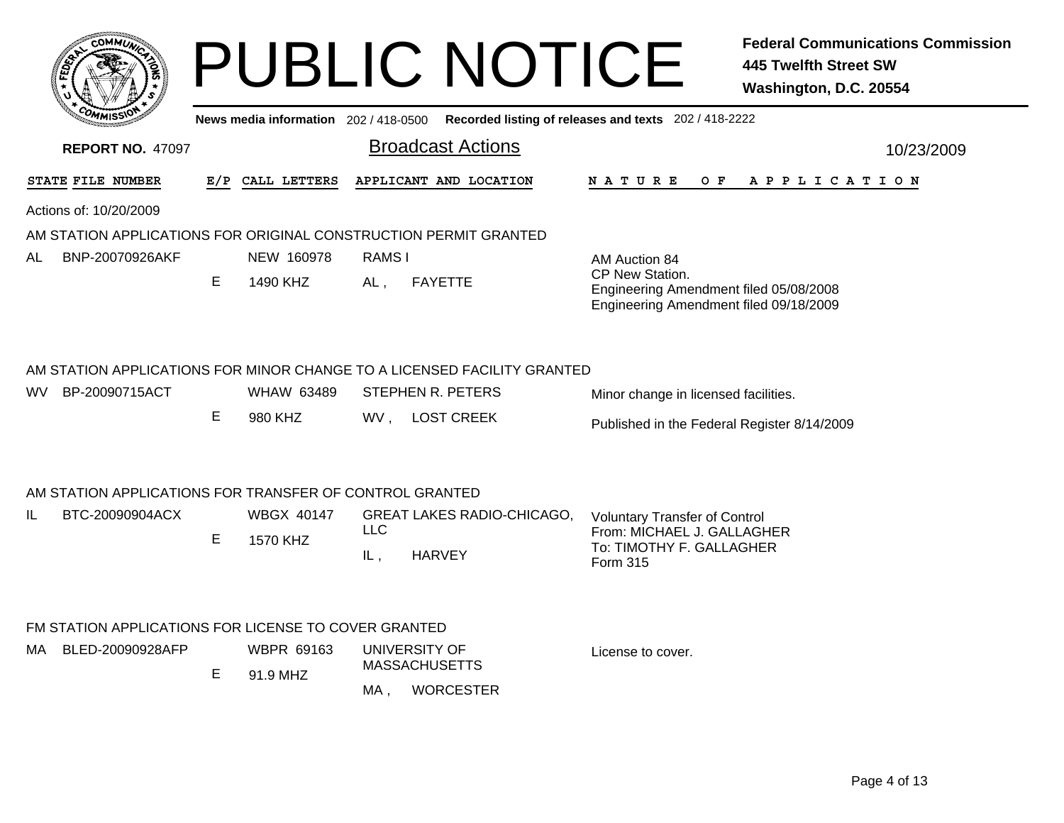# PUBLIC NOTICE

**Federal Communications Commission**
**445 Twelfth Street SW**
**Washington, D.C. 20554**

News media information 202 / 418-0500 Recorded listing of releases and texts 202 / 418-2222

**REPORT NO.** 47097

## Broadcast Actions

10/23/2009

| STATE | FILE NUMBER | E/P | CALL LETTERS | APPLICANT AND LOCATION | NATURE OF APPLICATION |
|---|---|---|---|---|---|

Actions of: 10/20/2009

### AM STATION APPLICATIONS FOR ORIGINAL CONSTRUCTION PERMIT GRANTED

| STATE | FILE NUMBER | E/P | CALL LETTERS | APPLICANT AND LOCATION | NATURE OF APPLICATION |
|---|---|---|---|---|---|
| AL | BNP-20070926AKF | E | NEW 160978<br>1490 KHZ | RAMS I<br>AL , FAYETTE | AM Auction 84<br>CP New Station.<br>Engineering Amendment filed 05/08/2008<br>Engineering Amendment filed 09/18/2009 |

### AM STATION APPLICATIONS FOR MINOR CHANGE TO A LICENSED FACILITY GRANTED

| STATE | FILE NUMBER | E/P | CALL LETTERS | APPLICANT AND LOCATION | NATURE OF APPLICATION |
|---|---|---|---|---|---|
| WV | BP-20090715ACT | E | WHAW 63489<br>980 KHZ | STEPHEN R. PETERS<br>WV , LOST CREEK | Minor change in licensed facilities.<br>Published in the Federal Register 8/14/2009 |

### AM STATION APPLICATIONS FOR TRANSFER OF CONTROL GRANTED

| STATE | FILE NUMBER | E/P | CALL LETTERS | APPLICANT AND LOCATION | NATURE OF APPLICATION |
|---|---|---|---|---|---|
| IL | BTC-20090904ACX | E | WBGX 40147<br>1570 KHZ | GREAT LAKES RADIO-CHICAGO, LLC<br>IL , HARVEY | Voluntary Transfer of Control<br>From: MICHAEL J. GALLAGHER<br>To: TIMOTHY F. GALLAGHER<br>Form 315 |

### FM STATION APPLICATIONS FOR LICENSE TO COVER GRANTED

| STATE | FILE NUMBER | E/P | CALL LETTERS | APPLICANT AND LOCATION | NATURE OF APPLICATION |
|---|---|---|---|---|---|
| MA | BLED-20090928AFP | E | WBPR 69163<br>91.9 MHZ | UNIVERSITY OF MASSACHUSETTS<br>MA , WORCESTER | License to cover. |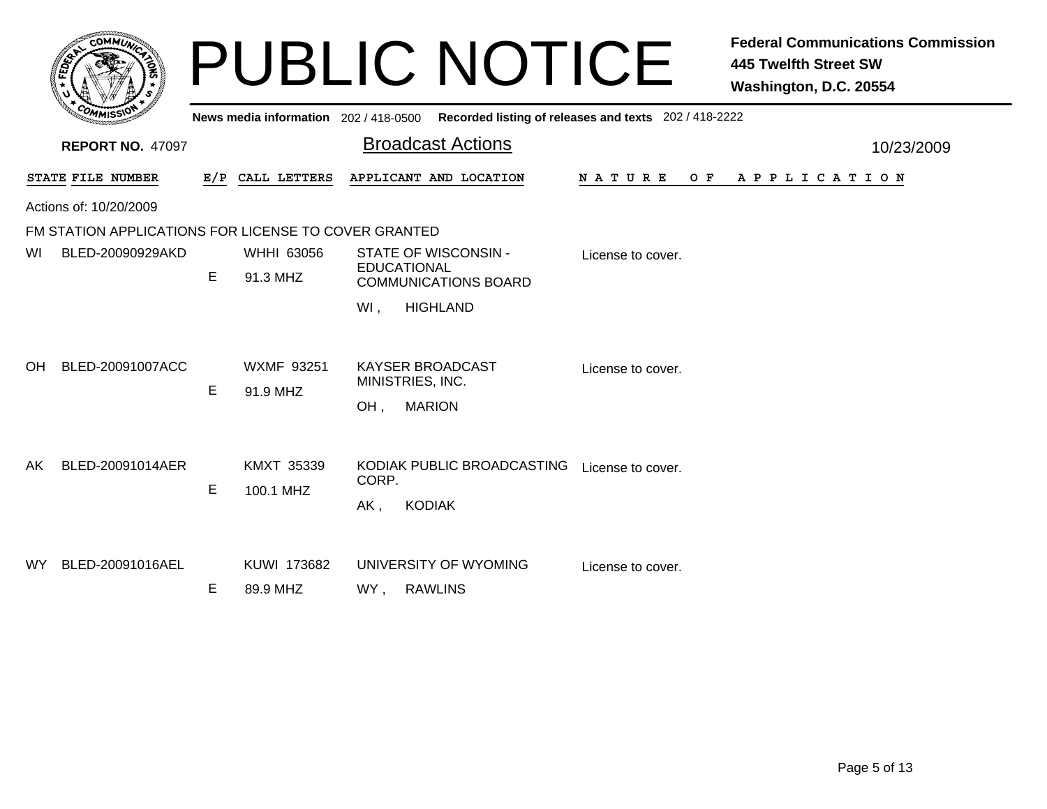# PUBLIC NOTICE

**Federal Communications Commission**
**445 Twelfth Street SW**
**Washington, D.C. 20554**

**News media information** 202 / 418-0500 **Recorded listing of releases and texts** 202 / 418-2222

**REPORT NO.** 47097

## Broadcast Actions

10/23/2009

| STATE | FILE NUMBER | E/P | CALL LETTERS | APPLICANT AND LOCATION | NATURE OF APPLICATION |
|---|---|---|---|---|---|

Actions of: 10/20/2009

FM STATION APPLICATIONS FOR LICENSE TO COVER GRANTED

| STATE | FILE NUMBER | E/P | CALL LETTERS | APPLICANT AND LOCATION | NATURE OF APPLICATION |
|---|---|---|---|---|---|
| WI | BLED-20090929AKD | E | WHHI 63056<br>91.3 MHZ | STATE OF WISCONSIN - EDUCATIONAL COMMUNICATIONS BOARD<br>WI , HIGHLAND | License to cover. |
| OH | BLED-20091007ACC | E | WXMF 93251<br>91.9 MHZ | KAYSER BROADCAST MINISTRIES, INC.<br>OH , MARION | License to cover. |
| AK | BLED-20091014AER | E | KMXT 35339<br>100.1 MHZ | KODIAK PUBLIC BROADCASTING CORP.<br>AK , KODIAK | License to cover. |
| WY | BLED-20091016AEL | E | KUWI 173682<br>89.9 MHZ | UNIVERSITY OF WYOMING<br>WY , RAWLINS | License to cover. |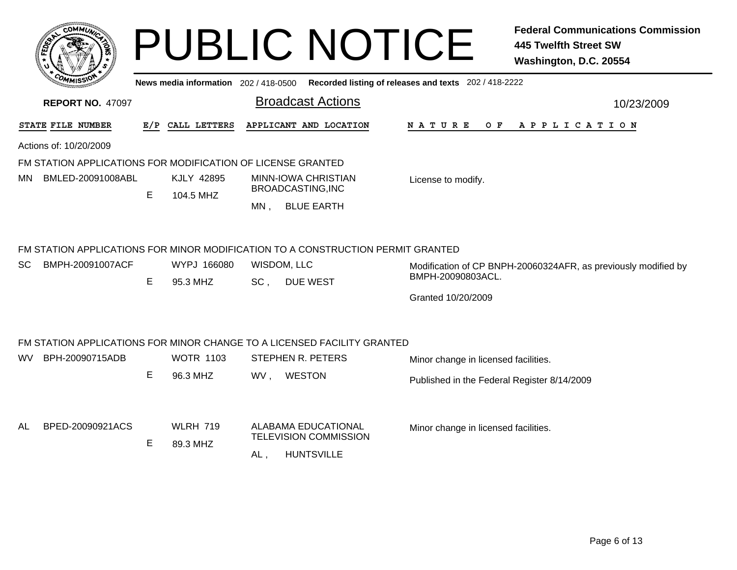# PUBLIC NOTICE

**Federal Communications Commission**
**445 Twelfth Street SW**
**Washington, D.C. 20554**

News media information 202 / 418-0500 Recorded listing of releases and texts 202 / 418-2222

**REPORT NO. 47097**

## Broadcast Actions

10/23/2009

| STATE | FILE NUMBER | E/P | CALL LETTERS | APPLICANT AND LOCATION | NATURE OF APPLICATION |
|---|---|---|---|---|---|

Actions of: 10/20/2009

### FM STATION APPLICATIONS FOR MODIFICATION OF LICENSE GRANTED

| STATE | FILE NUMBER | E/P | CALL LETTERS | APPLICANT AND LOCATION | NATURE OF APPLICATION |
|---|---|---|---|---|---|
| MN | BMLED-20091008ABL | E | KJLY 42895<br>104.5 MHZ | MINN-IOWA CHRISTIAN BROADCASTING,INC<br>MN , BLUE EARTH | License to modify. |

### FM STATION APPLICATIONS FOR MINOR MODIFICATION TO A CONSTRUCTION PERMIT GRANTED

| STATE | FILE NUMBER | E/P | CALL LETTERS | APPLICANT AND LOCATION | NATURE OF APPLICATION |
|---|---|---|---|---|---|
| SC | BMPH-20091007ACF | E | WYPJ 166080<br>95.3 MHZ | WISDOM, LLC<br>SC , DUE WEST | Modification of CP BNPH-20060324AFR, as previously modified by BMPH-20090803ACL.<br><br>Granted 10/20/2009 |

### FM STATION APPLICATIONS FOR MINOR CHANGE TO A LICENSED FACILITY GRANTED

| STATE | FILE NUMBER | E/P | CALL LETTERS | APPLICANT AND LOCATION | NATURE OF APPLICATION |
|---|---|---|---|---|---|
| WV | BPH-20090715ADB | E | WOTR 1103<br>96.3 MHZ | STEPHEN R. PETERS<br>WV , WESTON | Minor change in licensed facilities.<br><br>Published in the Federal Register 8/14/2009 |
| AL | BPED-20090921ACS | E | WLRH 719<br>89.3 MHZ | ALABAMA EDUCATIONAL TELEVISION COMMISSION<br>AL , HUNTSVILLE | Minor change in licensed facilities. |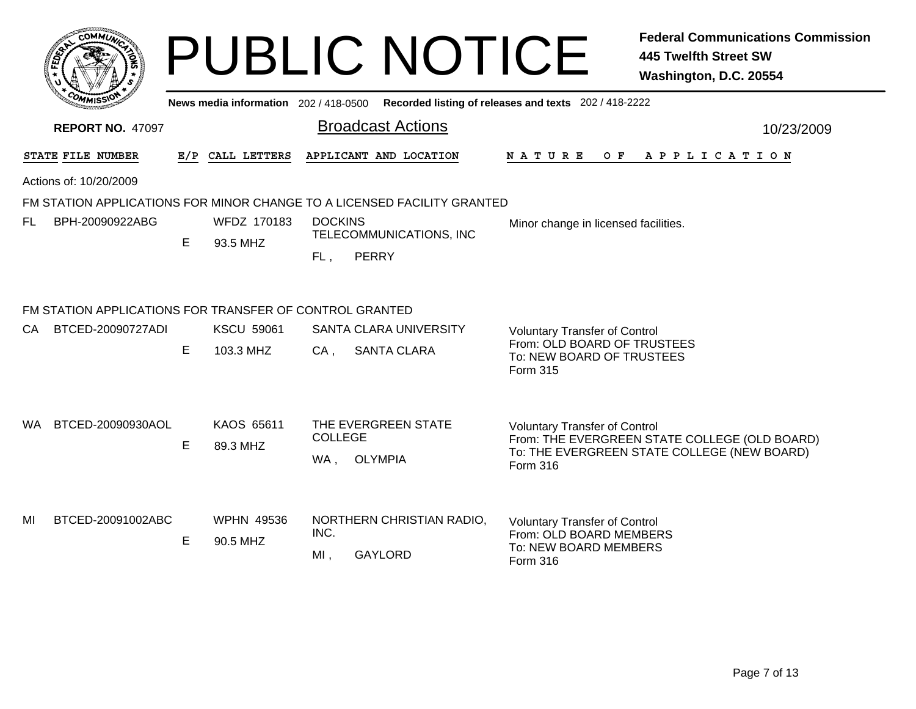# PUBLIC NOTICE

**Federal Communications Commission**
**445 Twelfth Street SW**
**Washington, D.C. 20554**

News media information 202 / 418-0500 Recorded listing of releases and texts 202 / 418-2222

**REPORT NO.** 47097

## Broadcast Actions

10/23/2009

| STATE | FILE NUMBER | E/P | CALL LETTERS | APPLICANT AND LOCATION | NATURE OF APPLICATION |
|---|---|---|---|---|---|

Actions of: 10/20/2009

### FM STATION APPLICATIONS FOR MINOR CHANGE TO A LICENSED FACILITY GRANTED

| STATE | FILE NUMBER | E/P | CALL LETTERS | APPLICANT AND LOCATION | NATURE OF APPLICATION |
|---|---|---|---|---|---|
| FL | BPH-20090922ABG | E | WFDZ 170183<br>93.5 MHZ | DOCKINS TELECOMMUNICATIONS, INC<br>FL , PERRY | Minor change in licensed facilities. |

### FM STATION APPLICATIONS FOR TRANSFER OF CONTROL GRANTED

| STATE | FILE NUMBER | E/P | CALL LETTERS | APPLICANT AND LOCATION | NATURE OF APPLICATION |
|---|---|---|---|---|---|
| CA | BTCED-20090727ADI | E | KSCU 59061<br>103.3 MHZ | SANTA CLARA UNIVERSITY<br>CA , SANTA CLARA | Voluntary Transfer of Control<br>From: OLD BOARD OF TRUSTEES<br>To: NEW BOARD OF TRUSTEES<br>Form 315 |
| WA | BTCED-20090930AOL | E | KAOS 65611<br>89.3 MHZ | THE EVERGREEN STATE COLLEGE<br>WA , OLYMPIA | Voluntary Transfer of Control<br>From: THE EVERGREEN STATE COLLEGE (OLD BOARD)<br>To: THE EVERGREEN STATE COLLEGE (NEW BOARD)<br>Form 316 |
| MI | BTCED-20091002ABC | E | WPHN 49536<br>90.5 MHZ | NORTHERN CHRISTIAN RADIO, INC.<br>MI , GAYLORD | Voluntary Transfer of Control<br>From: OLD BOARD MEMBERS<br>To: NEW BOARD MEMBERS<br>Form 316 |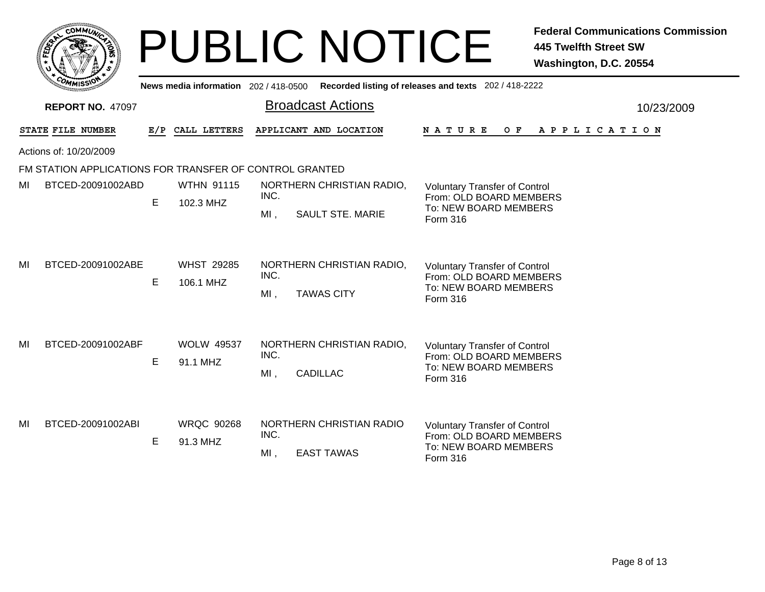# PUBLIC NOTICE

**Federal Communications Commission**
**445 Twelfth Street SW**
**Washington, D.C. 20554**

**News media information** 202 / 418-0500 **Recorded listing of releases and texts** 202 / 418-2222

**REPORT NO.** 47097

## Broadcast Actions

10/23/2009

Actions of: 10/20/2009

FM STATION APPLICATIONS FOR TRANSFER OF CONTROL GRANTED

| STATE | FILE NUMBER | E/P | CALL LETTERS | APPLICANT AND LOCATION | NATURE OF APPLICATION |
|---|---|---|---|---|---|
| MI | BTCED-20091002ABD | E | WTHN 91115<br>102.3 MHZ | NORTHERN CHRISTIAN RADIO, INC.<br>MI , SAULT STE. MARIE | Voluntary Transfer of Control<br>From: OLD BOARD MEMBERS<br>To: NEW BOARD MEMBERS<br>Form 316 |
| MI | BTCED-20091002ABE | E | WHST 29285<br>106.1 MHZ | NORTHERN CHRISTIAN RADIO, INC.<br>MI , TAWAS CITY | Voluntary Transfer of Control<br>From: OLD BOARD MEMBERS<br>To: NEW BOARD MEMBERS<br>Form 316 |
| MI | BTCED-20091002ABF | E | WOLW 49537<br>91.1 MHZ | NORTHERN CHRISTIAN RADIO, INC.<br>MI , CADILLAC | Voluntary Transfer of Control<br>From: OLD BOARD MEMBERS<br>To: NEW BOARD MEMBERS<br>Form 316 |
| MI | BTCED-20091002ABI | E | WRQC 90268<br>91.3 MHZ | NORTHERN CHRISTIAN RADIO INC.<br>MI , EAST TAWAS | Voluntary Transfer of Control<br>From: OLD BOARD MEMBERS<br>To: NEW BOARD MEMBERS<br>Form 316 |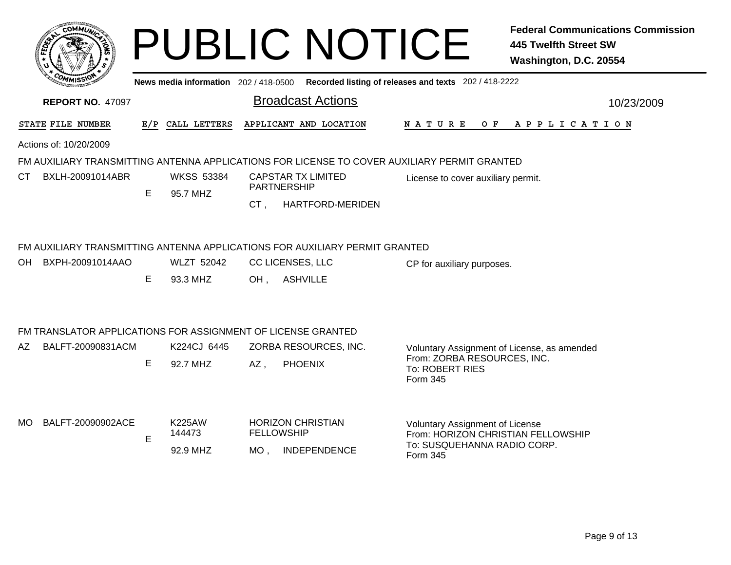# PUBLIC NOTICE

**Federal Communications Commission**
**445 Twelfth Street SW**
**Washington, D.C. 20554**

News media information 202 / 418-0500 Recorded listing of releases and texts 202 / 418-2222

**REPORT NO. 47097**

## Broadcast Actions

10/23/2009

Actions of: 10/20/2009

### FM AUXILIARY TRANSMITTING ANTENNA APPLICATIONS FOR LICENSE TO COVER AUXILIARY PERMIT GRANTED

| STATE | FILE NUMBER | E/P | CALL LETTERS | APPLICANT AND LOCATION | NATURE OF APPLICATION |
|---|---|---|---|---|---|
| CT | BXLH-20091014ABR | E | WKSS 53384<br>95.7 MHZ | CAPSTAR TX LIMITED PARTNERSHIP<br>CT , HARTFORD-MERIDEN | License to cover auxiliary permit. |

### FM AUXILIARY TRANSMITTING ANTENNA APPLICATIONS FOR AUXILIARY PERMIT GRANTED

| STATE | FILE NUMBER | E/P | CALL LETTERS | APPLICANT AND LOCATION | NATURE OF APPLICATION |
|---|---|---|---|---|---|
| OH | BXPH-20091014AAO | E | WLZT 52042<br>93.3 MHZ | CC LICENSES, LLC<br>OH , ASHVILLE | CP for auxiliary purposes. |

### FM TRANSLATOR APPLICATIONS FOR ASSIGNMENT OF LICENSE GRANTED

| STATE | FILE NUMBER | E/P | CALL LETTERS | APPLICANT AND LOCATION | NATURE OF APPLICATION |
|---|---|---|---|---|---|
| AZ | BALFT-20090831ACM | E | K224CJ 6445<br>92.7 MHZ | ZORBA RESOURCES, INC.<br>AZ , PHOENIX | Voluntary Assignment of License, as amended<br>From: ZORBA RESOURCES, INC.<br>To: ROBERT RIES<br>Form 345 |
| MO | BALFT-20090902ACE | E | K225AW 144473<br>92.9 MHZ | HORIZON CHRISTIAN FELLOWSHIP<br>MO , INDEPENDENCE | Voluntary Assignment of License<br>From: HORIZON CHRISTIAN FELLOWSHIP<br>To: SUSQUEHANNA RADIO CORP.<br>Form 345 |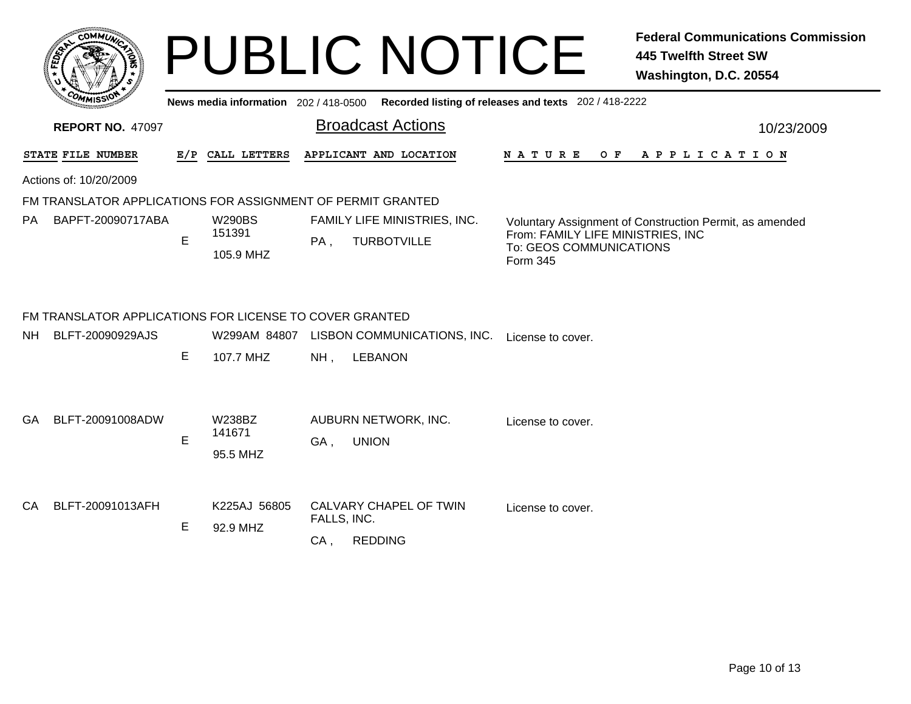# PUBLIC NOTICE

**Federal Communications Commission**
**445 Twelfth Street SW**
**Washington, D.C. 20554**

News media information 202 / 418-0500 Recorded listing of releases and texts 202 / 418-2222

**REPORT NO.** 47097

## Broadcast Actions

10/23/2009

Actions of: 10/20/2009

### FM TRANSLATOR APPLICATIONS FOR ASSIGNMENT OF PERMIT GRANTED

| STATE | FILE NUMBER | E/P | CALL LETTERS | APPLICANT AND LOCATION | NATURE OF APPLICATION |
|---|---|---|---|---|---|
| PA | BAPFT-20090717ABA | E | W290BS 151391 105.9 MHZ | FAMILY LIFE MINISTRIES, INC. PA , TURBOTVILLE | Voluntary Assignment of Construction Permit, as amended From: FAMILY LIFE MINISTRIES, INC To: GEOS COMMUNICATIONS Form 345 |

### FM TRANSLATOR APPLICATIONS FOR LICENSE TO COVER GRANTED

| STATE | FILE NUMBER | E/P | CALL LETTERS | APPLICANT AND LOCATION | NATURE OF APPLICATION |
|---|---|---|---|---|---|
| NH | BLFT-20090929AJS | E | W299AM 84807 107.7 MHZ | LISBON COMMUNICATIONS, INC. NH , LEBANON | License to cover. |
| GA | BLFT-20091008ADW | E | W238BZ 141671 95.5 MHZ | AUBURN NETWORK, INC. GA , UNION | License to cover. |
| CA | BLFT-20091013AFH | E | K225AJ 56805 92.9 MHZ | CALVARY CHAPEL OF TWIN FALLS, INC. CA , REDDING | License to cover. |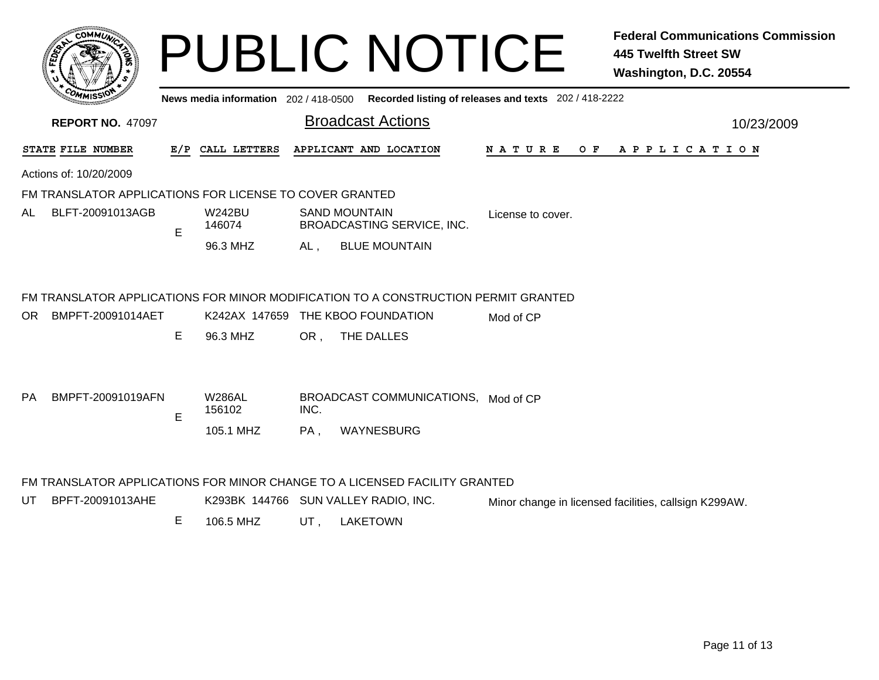# PUBLIC NOTICE

**Federal Communications Commission**
**445 Twelfth Street SW**
**Washington, D.C. 20554**

News media information 202 / 418-0500 Recorded listing of releases and texts 202 / 418-2222

**REPORT NO.** 47097

## Broadcast Actions

10/23/2009

| STATE | FILE NUMBER | E/P | CALL LETTERS | APPLICANT AND LOCATION | NATURE OF APPLICATION |
|---|---|---|---|---|---|

Actions of: 10/20/2009

### FM TRANSLATOR APPLICATIONS FOR LICENSE TO COVER GRANTED

| STATE | FILE NUMBER | E/P | CALL LETTERS | APPLICANT AND LOCATION | NATURE OF APPLICATION |
|---|---|---|---|---|---|
| AL | BLFT-20091013AGB | E | W242BU 146074 96.3 MHZ | SAND MOUNTAIN BROADCASTING SERVICE, INC. AL , BLUE MOUNTAIN | License to cover. |

### FM TRANSLATOR APPLICATIONS FOR MINOR MODIFICATION TO A CONSTRUCTION PERMIT GRANTED

| STATE | FILE NUMBER | E/P | CALL LETTERS | APPLICANT AND LOCATION | NATURE OF APPLICATION |
|---|---|---|---|---|---|
| OR | BMPFT-20091014AET | E | K242AX 147659 96.3 MHZ | THE KBOO FOUNDATION OR , THE DALLES | Mod of CP |
| PA | BMPFT-20091019AFN | E | W286AL 156102 105.1 MHZ | BROADCAST COMMUNICATIONS, INC. PA , WAYNESBURG | Mod of CP |

### FM TRANSLATOR APPLICATIONS FOR MINOR CHANGE TO A LICENSED FACILITY GRANTED

| STATE | FILE NUMBER | E/P | CALL LETTERS | APPLICANT AND LOCATION | NATURE OF APPLICATION |
|---|---|---|---|---|---|
| UT | BPFT-20091013AHE | E | K293BK 144766 106.5 MHZ | SUN VALLEY RADIO, INC. UT , LAKETOWN | Minor change in licensed facilities, callsign K299AW. |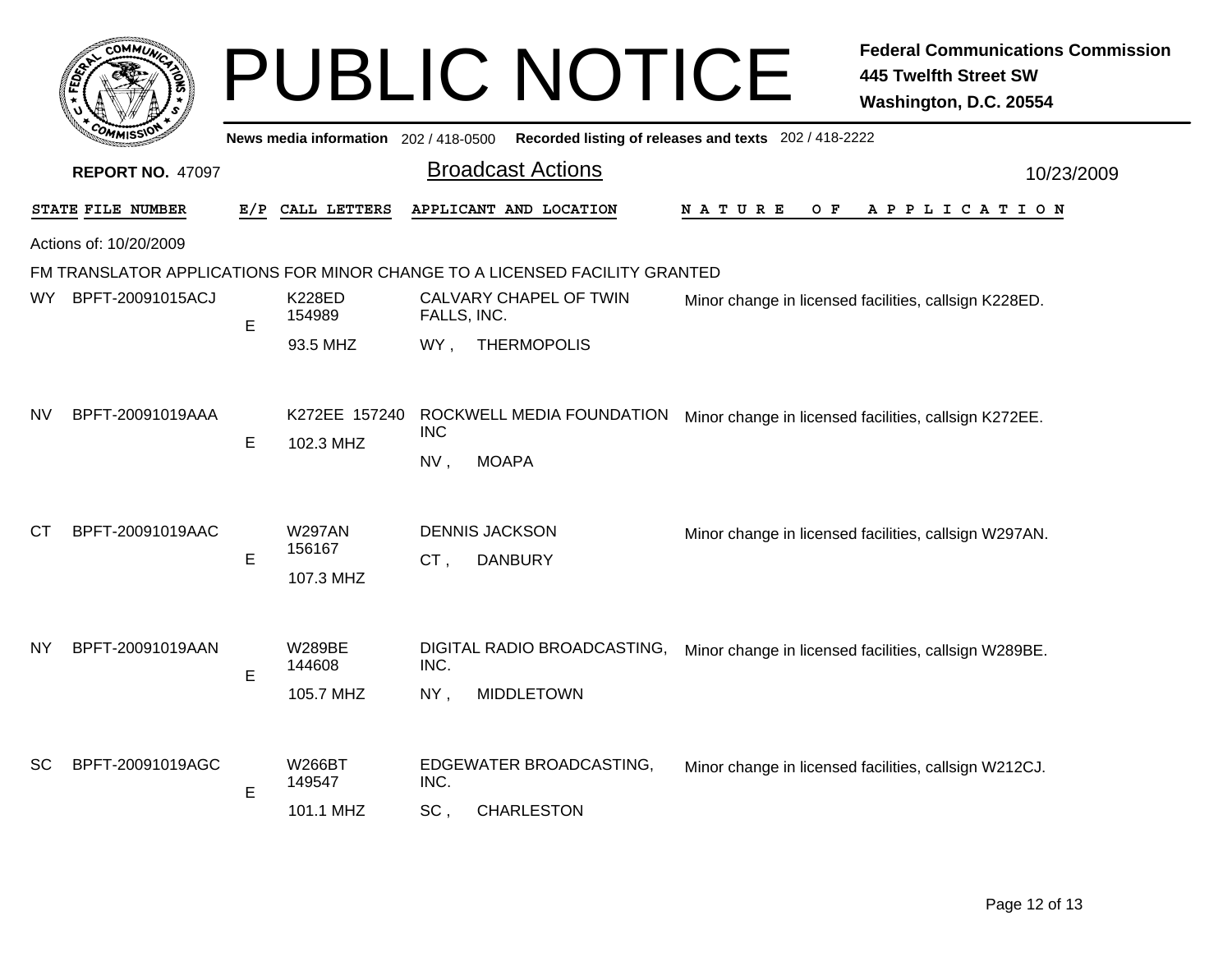# PUBLIC NOTICE

**Federal Communications Commission**
**445 Twelfth Street SW**
**Washington, D.C. 20554**

News media information 202 / 418-0500 Recorded listing of releases and texts 202 / 418-2222

**REPORT NO.** 47097

## Broadcast Actions

10/23/2009

Actions of: 10/20/2009

FM TRANSLATOR APPLICATIONS FOR MINOR CHANGE TO A LICENSED FACILITY GRANTED

| STATE | FILE NUMBER | E/P | CALL LETTERS | APPLICANT AND LOCATION | NATURE OF APPLICATION |
|---|---|---|---|---|---|
| WY | BPFT-20091015ACJ | E | K228ED 154989 93.5 MHZ | CALVARY CHAPEL OF TWIN FALLS, INC. WY , THERMOPOLIS | Minor change in licensed facilities, callsign K228ED. |
| NV | BPFT-20091019AAA | E | K272EE 157240 102.3 MHZ | ROCKWELL MEDIA FOUNDATION INC NV , MOAPA | Minor change in licensed facilities, callsign K272EE. |
| CT | BPFT-20091019AAC | E | W297AN 156167 107.3 MHZ | DENNIS JACKSON CT , DANBURY | Minor change in licensed facilities, callsign W297AN. |
| NY | BPFT-20091019AAN | E | W289BE 144608 105.7 MHZ | DIGITAL RADIO BROADCASTING, INC. NY , MIDDLETOWN | Minor change in licensed facilities, callsign W289BE. |
| SC | BPFT-20091019AGC | E | W266BT 149547 101.1 MHZ | EDGEWATER BROADCASTING, INC. SC , CHARLESTON | Minor change in licensed facilities, callsign W212CJ. |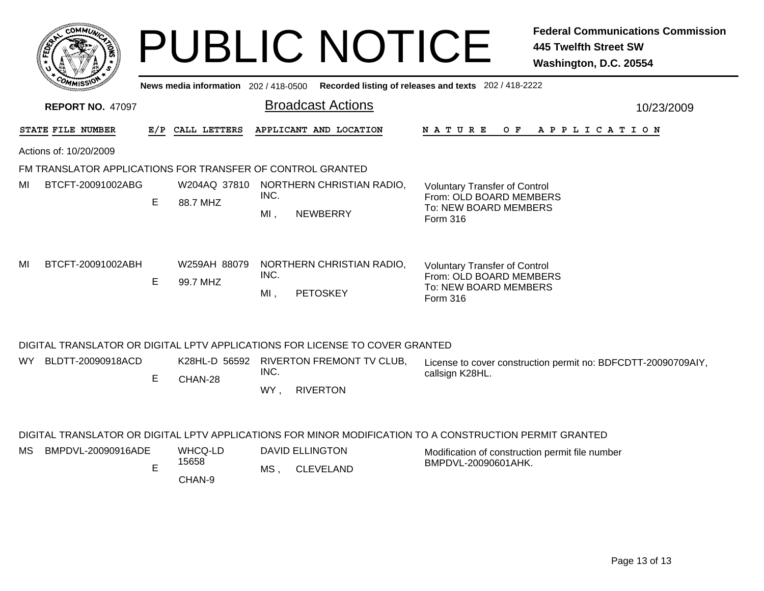# PUBLIC NOTICE

**Federal Communications Commission**
**445 Twelfth Street SW**
**Washington, D.C. 20554**

**News media information** 202 / 418-0500 **Recorded listing of releases and texts** 202 / 418-2222

**REPORT NO.** 47097

## Broadcast Actions

10/23/2009

| STATE | FILE NUMBER | E/P | CALL LETTERS | APPLICANT AND LOCATION | NATURE OF APPLICATION |
|---|---|---|---|---|---|

Actions of: 10/20/2009

### FM TRANSLATOR APPLICATIONS FOR TRANSFER OF CONTROL GRANTED

| STATE | FILE NUMBER | E/P | CALL LETTERS | APPLICANT AND LOCATION | NATURE OF APPLICATION |
|---|---|---|---|---|---|
| MI | BTCFT-20091002ABG | E | W204AQ 37810 88.7 MHZ | NORTHERN CHRISTIAN RADIO, INC. MI , NEWBERRY | Voluntary Transfer of Control From: OLD BOARD MEMBERS To: NEW BOARD MEMBERS Form 316 |
| MI | BTCFT-20091002ABH | E | W259AH 88079 99.7 MHZ | NORTHERN CHRISTIAN RADIO, INC. MI , PETOSKEY | Voluntary Transfer of Control From: OLD BOARD MEMBERS To: NEW BOARD MEMBERS Form 316 |

### DIGITAL TRANSLATOR OR DIGITAL LPTV APPLICATIONS FOR LICENSE TO COVER GRANTED

| STATE | FILE NUMBER | E/P | CALL LETTERS | APPLICANT AND LOCATION | NATURE OF APPLICATION |
|---|---|---|---|---|---|
| WY | BLDTT-20090918ACD | E | K28HL-D 56592 CHAN-28 | RIVERTON FREMONT TV CLUB, INC. WY , RIVERTON | License to cover construction permit no: BDFCDTT-20090709AIY, callsign K28HL. |

### DIGITAL TRANSLATOR OR DIGITAL LPTV APPLICATIONS FOR MINOR MODIFICATION TO A CONSTRUCTION PERMIT GRANTED

| STATE | FILE NUMBER | E/P | CALL LETTERS | APPLICANT AND LOCATION | NATURE OF APPLICATION |
|---|---|---|---|---|---|
| MS | BMPDVL-20090916ADE | E | WHCQ-LD 15658 CHAN-9 | DAVID ELLINGTON MS , CLEVELAND | Modification of construction permit file number BMPDVL-20090601AHK. |